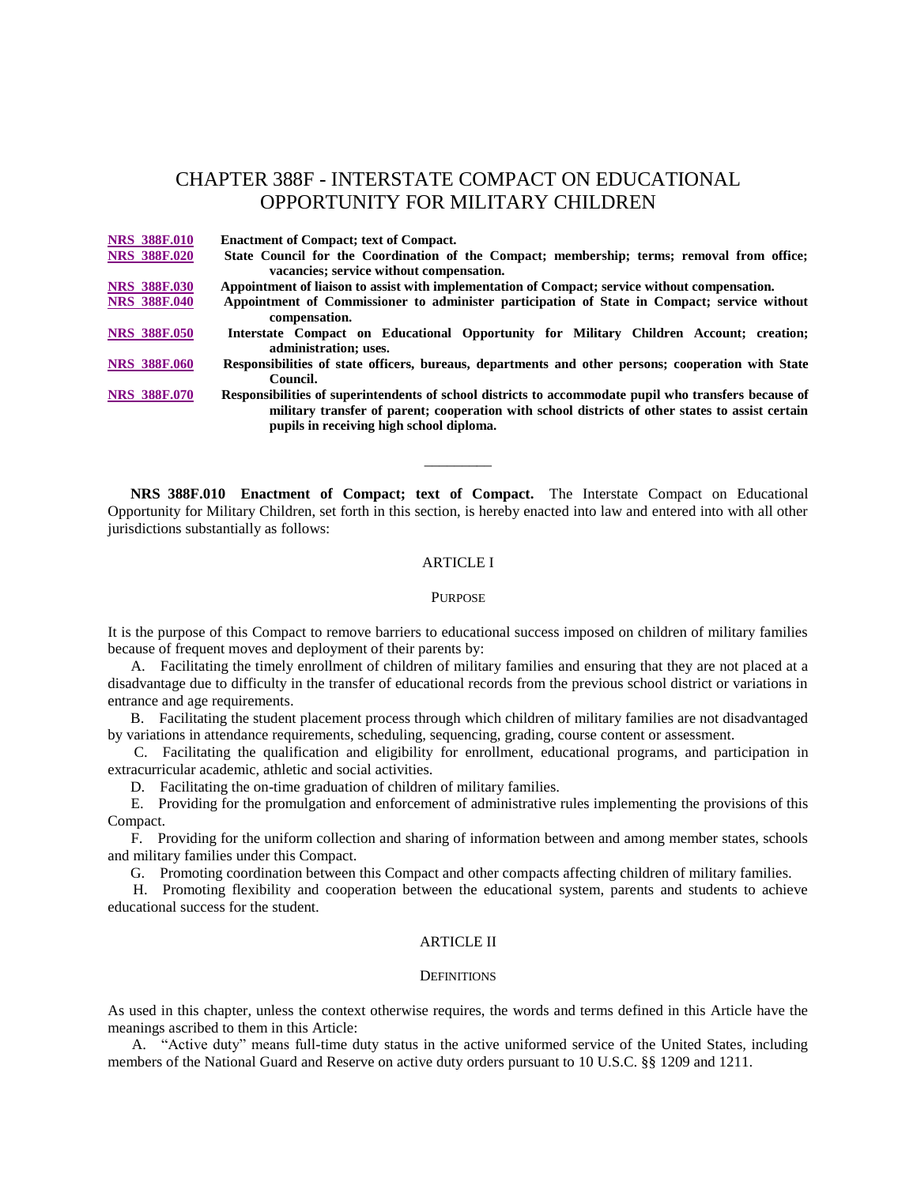# CHAPTER 388F - INTERSTATE COMPACT ON EDUCATIONAL OPPORTUNITY FOR MILITARY CHILDREN

| | |
|---|---|
| NRS 388F.010 | **Enactment of Compact; text of Compact.** |
| NRS 388F.020 | **State Council for the Coordination of the Compact; membership; terms; removal from office; vacancies; service without compensation.** |
| NRS 388F.030 | **Appointment of liaison to assist with implementation of Compact; service without compensation.** |
| NRS 388F.040 | **Appointment of Commissioner to administer participation of State in Compact; service without compensation.** |
| NRS 388F.050 | **Interstate Compact on Educational Opportunity for Military Children Account; creation; administration; uses.** |
| NRS 388F.060 | **Responsibilities of state officers, bureaus, departments and other persons; cooperation with State Council.** |
| NRS 388F.070 | **Responsibilities of superintendents of school districts to accommodate pupil who transfers because of military transfer of parent; cooperation with school districts of other states to assist certain pupils in receiving high school diploma.** |

---

**NRS 388F.010 Enactment of Compact; text of Compact.** The Interstate Compact on Educational Opportunity for Military Children, set forth in this section, is hereby enacted into law and entered into with all other jurisdictions substantially as follows:

ARTICLE I

PURPOSE

It is the purpose of this Compact to remove barriers to educational success imposed on children of military families because of frequent moves and deployment of their parents by:

A. Facilitating the timely enrollment of children of military families and ensuring that they are not placed at a disadvantage due to difficulty in the transfer of educational records from the previous school district or variations in entrance and age requirements.

B. Facilitating the student placement process through which children of military families are not disadvantaged by variations in attendance requirements, scheduling, sequencing, grading, course content or assessment.

C. Facilitating the qualification and eligibility for enrollment, educational programs, and participation in extracurricular academic, athletic and social activities.

D. Facilitating the on-time graduation of children of military families.

E. Providing for the promulgation and enforcement of administrative rules implementing the provisions of this Compact.

F. Providing for the uniform collection and sharing of information between and among member states, schools and military families under this Compact.

G. Promoting coordination between this Compact and other compacts affecting children of military families.

H. Promoting flexibility and cooperation between the educational system, parents and students to achieve educational success for the student.

ARTICLE II

DEFINITIONS

As used in this chapter, unless the context otherwise requires, the words and terms defined in this Article have the meanings ascribed to them in this Article:

A. "Active duty" means full-time duty status in the active uniformed service of the United States, including members of the National Guard and Reserve on active duty orders pursuant to 10 U.S.C. §§ 1209 and 1211.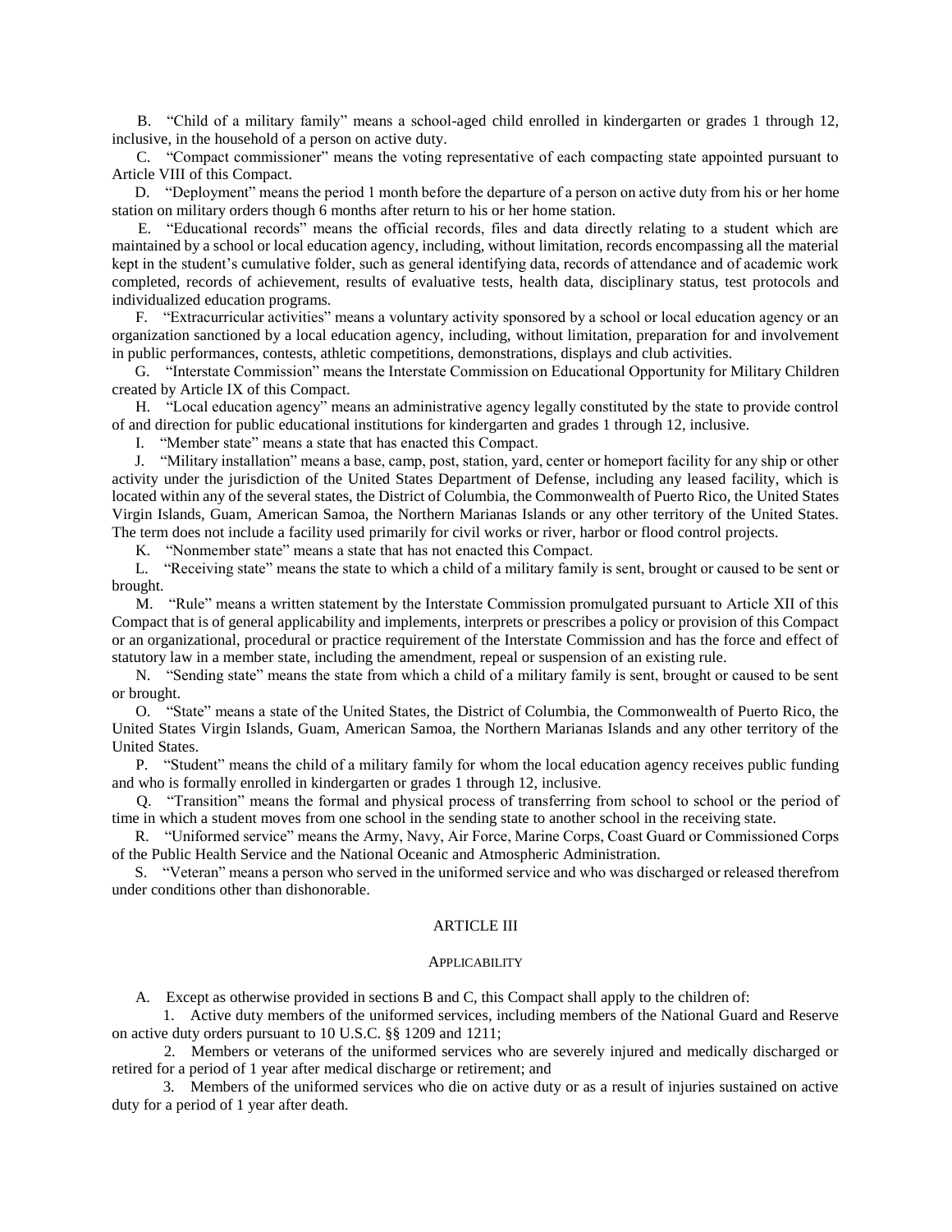B. "Child of a military family" means a school-aged child enrolled in kindergarten or grades 1 through 12, inclusive, in the household of a person on active duty.

C. "Compact commissioner" means the voting representative of each compacting state appointed pursuant to Article VIII of this Compact.

D. "Deployment" means the period 1 month before the departure of a person on active duty from his or her home station on military orders though 6 months after return to his or her home station.

E. "Educational records" means the official records, files and data directly relating to a student which are maintained by a school or local education agency, including, without limitation, records encompassing all the material kept in the student's cumulative folder, such as general identifying data, records of attendance and of academic work completed, records of achievement, results of evaluative tests, health data, disciplinary status, test protocols and individualized education programs.

F. "Extracurricular activities" means a voluntary activity sponsored by a school or local education agency or an organization sanctioned by a local education agency, including, without limitation, preparation for and involvement in public performances, contests, athletic competitions, demonstrations, displays and club activities.

G. "Interstate Commission" means the Interstate Commission on Educational Opportunity for Military Children created by Article IX of this Compact.

H. "Local education agency" means an administrative agency legally constituted by the state to provide control of and direction for public educational institutions for kindergarten and grades 1 through 12, inclusive.

I. "Member state" means a state that has enacted this Compact.

J. "Military installation" means a base, camp, post, station, yard, center or homeport facility for any ship or other activity under the jurisdiction of the United States Department of Defense, including any leased facility, which is located within any of the several states, the District of Columbia, the Commonwealth of Puerto Rico, the United States Virgin Islands, Guam, American Samoa, the Northern Marianas Islands or any other territory of the United States. The term does not include a facility used primarily for civil works or river, harbor or flood control projects.

K. "Nonmember state" means a state that has not enacted this Compact.

L. "Receiving state" means the state to which a child of a military family is sent, brought or caused to be sent or brought.

M. "Rule" means a written statement by the Interstate Commission promulgated pursuant to Article XII of this Compact that is of general applicability and implements, interprets or prescribes a policy or provision of this Compact or an organizational, procedural or practice requirement of the Interstate Commission and has the force and effect of statutory law in a member state, including the amendment, repeal or suspension of an existing rule.

N. "Sending state" means the state from which a child of a military family is sent, brought or caused to be sent or brought.

O. "State" means a state of the United States, the District of Columbia, the Commonwealth of Puerto Rico, the United States Virgin Islands, Guam, American Samoa, the Northern Marianas Islands and any other territory of the United States.

P. "Student" means the child of a military family for whom the local education agency receives public funding and who is formally enrolled in kindergarten or grades 1 through 12, inclusive.

Q. "Transition" means the formal and physical process of transferring from school to school or the period of time in which a student moves from one school in the sending state to another school in the receiving state.

R. "Uniformed service" means the Army, Navy, Air Force, Marine Corps, Coast Guard or Commissioned Corps of the Public Health Service and the National Oceanic and Atmospheric Administration.

S. "Veteran" means a person who served in the uniformed service and who was discharged or released therefrom under conditions other than dishonorable.

## ARTICLE III

### APPLICABILITY

A. Except as otherwise provided in sections B and C, this Compact shall apply to the children of:

1. Active duty members of the uniformed services, including members of the National Guard and Reserve on active duty orders pursuant to 10 U.S.C. §§ 1209 and 1211;

2. Members or veterans of the uniformed services who are severely injured and medically discharged or retired for a period of 1 year after medical discharge or retirement; and

3. Members of the uniformed services who die on active duty or as a result of injuries sustained on active duty for a period of 1 year after death.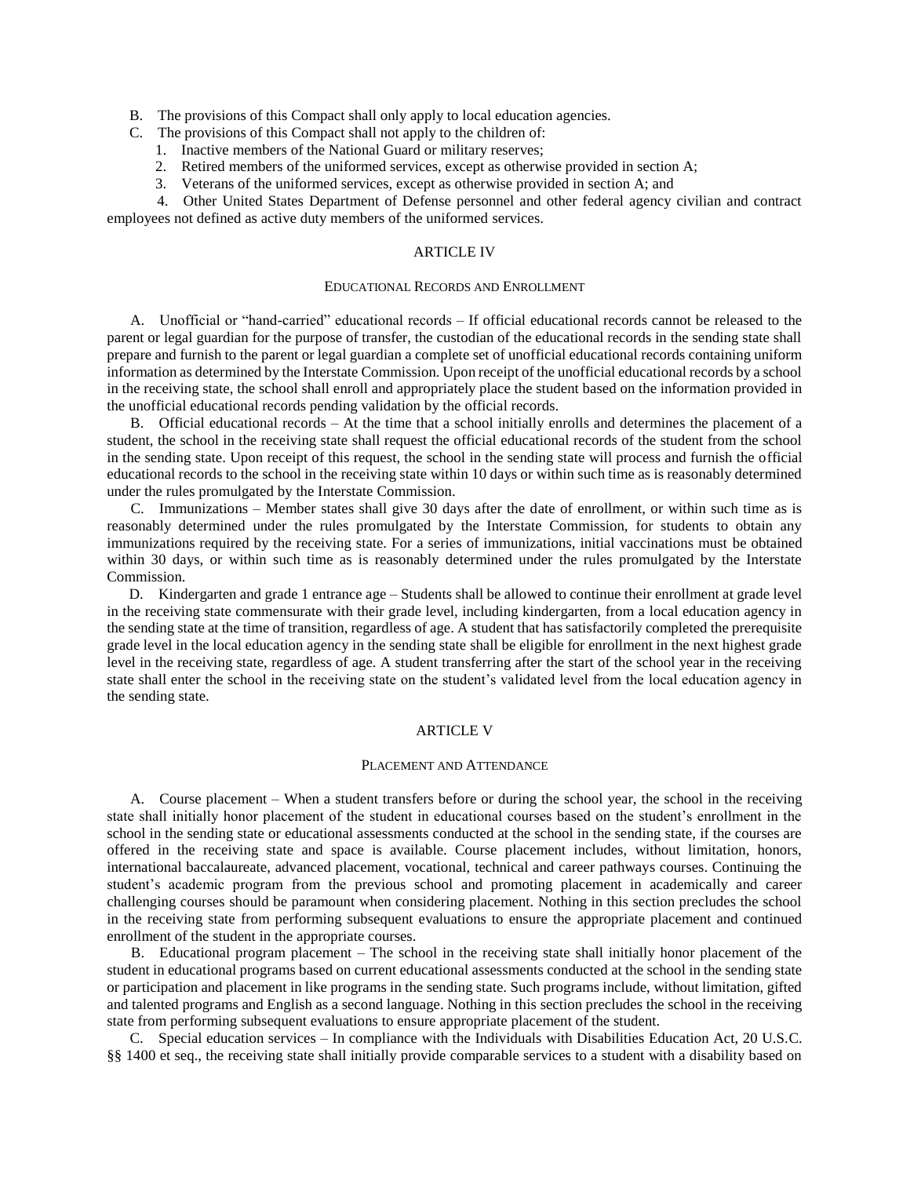B. The provisions of this Compact shall only apply to local education agencies.

C. The provisions of this Compact shall not apply to the children of:

1. Inactive members of the National Guard or military reserves;
2. Retired members of the uniformed services, except as otherwise provided in section A;
3. Veterans of the uniformed services, except as otherwise provided in section A; and
4. Other United States Department of Defense personnel and other federal agency civilian and contract employees not defined as active duty members of the uniformed services.

## ARTICLE IV

### EDUCATIONAL RECORDS AND ENROLLMENT

A. Unofficial or "hand-carried" educational records – If official educational records cannot be released to the parent or legal guardian for the purpose of transfer, the custodian of the educational records in the sending state shall prepare and furnish to the parent or legal guardian a complete set of unofficial educational records containing uniform information as determined by the Interstate Commission. Upon receipt of the unofficial educational records by a school in the receiving state, the school shall enroll and appropriately place the student based on the information provided in the unofficial educational records pending validation by the official records.

B. Official educational records – At the time that a school initially enrolls and determines the placement of a student, the school in the receiving state shall request the official educational records of the student from the school in the sending state. Upon receipt of this request, the school in the sending state will process and furnish the official educational records to the school in the receiving state within 10 days or within such time as is reasonably determined under the rules promulgated by the Interstate Commission.

C. Immunizations – Member states shall give 30 days after the date of enrollment, or within such time as is reasonably determined under the rules promulgated by the Interstate Commission, for students to obtain any immunizations required by the receiving state. For a series of immunizations, initial vaccinations must be obtained within 30 days, or within such time as is reasonably determined under the rules promulgated by the Interstate Commission.

D. Kindergarten and grade 1 entrance age – Students shall be allowed to continue their enrollment at grade level in the receiving state commensurate with their grade level, including kindergarten, from a local education agency in the sending state at the time of transition, regardless of age. A student that has satisfactorily completed the prerequisite grade level in the local education agency in the sending state shall be eligible for enrollment in the next highest grade level in the receiving state, regardless of age. A student transferring after the start of the school year in the receiving state shall enter the school in the receiving state on the student's validated level from the local education agency in the sending state.

## ARTICLE V

### PLACEMENT AND ATTENDANCE

A. Course placement – When a student transfers before or during the school year, the school in the receiving state shall initially honor placement of the student in educational courses based on the student's enrollment in the school in the sending state or educational assessments conducted at the school in the sending state, if the courses are offered in the receiving state and space is available. Course placement includes, without limitation, honors, international baccalaureate, advanced placement, vocational, technical and career pathways courses. Continuing the student's academic program from the previous school and promoting placement in academically and career challenging courses should be paramount when considering placement. Nothing in this section precludes the school in the receiving state from performing subsequent evaluations to ensure the appropriate placement and continued enrollment of the student in the appropriate courses.

B. Educational program placement – The school in the receiving state shall initially honor placement of the student in educational programs based on current educational assessments conducted at the school in the sending state or participation and placement in like programs in the sending state. Such programs include, without limitation, gifted and talented programs and English as a second language. Nothing in this section precludes the school in the receiving state from performing subsequent evaluations to ensure appropriate placement of the student.

C. Special education services – In compliance with the Individuals with Disabilities Education Act, 20 U.S.C. §§ 1400 et seq., the receiving state shall initially provide comparable services to a student with a disability based on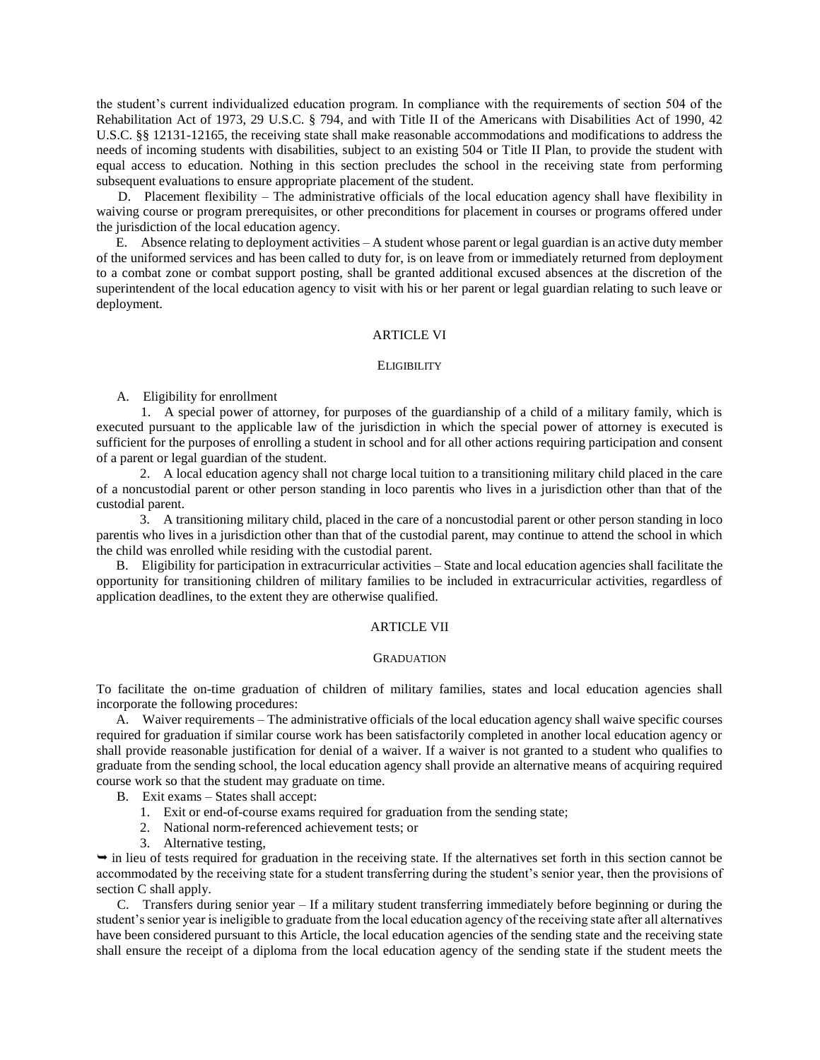the student's current individualized education program. In compliance with the requirements of section 504 of the Rehabilitation Act of 1973, 29 U.S.C. § 794, and with Title II of the Americans with Disabilities Act of 1990, 42 U.S.C. §§ 12131-12165, the receiving state shall make reasonable accommodations and modifications to address the needs of incoming students with disabilities, subject to an existing 504 or Title II Plan, to provide the student with equal access to education. Nothing in this section precludes the school in the receiving state from performing subsequent evaluations to ensure appropriate placement of the student.

D. Placement flexibility – The administrative officials of the local education agency shall have flexibility in waiving course or program prerequisites, or other preconditions for placement in courses or programs offered under the jurisdiction of the local education agency.

E. Absence relating to deployment activities – A student whose parent or legal guardian is an active duty member of the uniformed services and has been called to duty for, is on leave from or immediately returned from deployment to a combat zone or combat support posting, shall be granted additional excused absences at the discretion of the superintendent of the local education agency to visit with his or her parent or legal guardian relating to such leave or deployment.

## ARTICLE VI

### ELIGIBILITY

A. Eligibility for enrollment

1. A special power of attorney, for purposes of the guardianship of a child of a military family, which is executed pursuant to the applicable law of the jurisdiction in which the special power of attorney is executed is sufficient for the purposes of enrolling a student in school and for all other actions requiring participation and consent of a parent or legal guardian of the student.

2. A local education agency shall not charge local tuition to a transitioning military child placed in the care of a noncustodial parent or other person standing in loco parentis who lives in a jurisdiction other than that of the custodial parent.

3. A transitioning military child, placed in the care of a noncustodial parent or other person standing in loco parentis who lives in a jurisdiction other than that of the custodial parent, may continue to attend the school in which the child was enrolled while residing with the custodial parent.

B. Eligibility for participation in extracurricular activities – State and local education agencies shall facilitate the opportunity for transitioning children of military families to be included in extracurricular activities, regardless of application deadlines, to the extent they are otherwise qualified.

## ARTICLE VII

### GRADUATION

To facilitate the on-time graduation of children of military families, states and local education agencies shall incorporate the following procedures:

A. Waiver requirements – The administrative officials of the local education agency shall waive specific courses required for graduation if similar course work has been satisfactorily completed in another local education agency or shall provide reasonable justification for denial of a waiver. If a waiver is not granted to a student who qualifies to graduate from the sending school, the local education agency shall provide an alternative means of acquiring required course work so that the student may graduate on time.

B. Exit exams – States shall accept:

1. Exit or end-of-course exams required for graduation from the sending state;
2. National norm-referenced achievement tests; or
3. Alternative testing,

➥ in lieu of tests required for graduation in the receiving state. If the alternatives set forth in this section cannot be accommodated by the receiving state for a student transferring during the student's senior year, then the provisions of section C shall apply.

C. Transfers during senior year – If a military student transferring immediately before beginning or during the student's senior year is ineligible to graduate from the local education agency of the receiving state after all alternatives have been considered pursuant to this Article, the local education agencies of the sending state and the receiving state shall ensure the receipt of a diploma from the local education agency of the sending state if the student meets the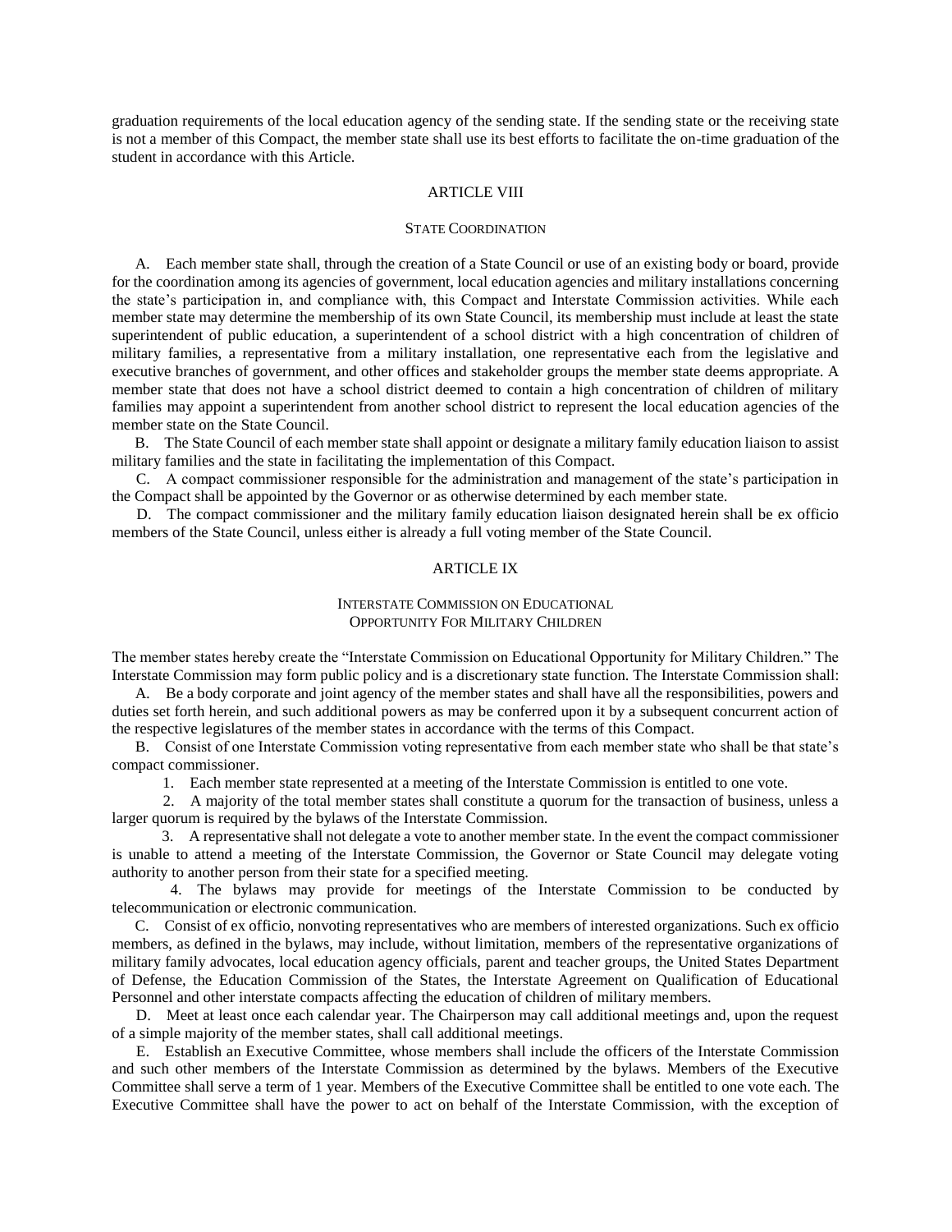graduation requirements of the local education agency of the sending state. If the sending state or the receiving state is not a member of this Compact, the member state shall use its best efforts to facilitate the on-time graduation of the student in accordance with this Article.

## ARTICLE VIII

### STATE COORDINATION

A. Each member state shall, through the creation of a State Council or use of an existing body or board, provide for the coordination among its agencies of government, local education agencies and military installations concerning the state's participation in, and compliance with, this Compact and Interstate Commission activities. While each member state may determine the membership of its own State Council, its membership must include at least the state superintendent of public education, a superintendent of a school district with a high concentration of children of military families, a representative from a military installation, one representative each from the legislative and executive branches of government, and other offices and stakeholder groups the member state deems appropriate. A member state that does not have a school district deemed to contain a high concentration of children of military families may appoint a superintendent from another school district to represent the local education agencies of the member state on the State Council.

B. The State Council of each member state shall appoint or designate a military family education liaison to assist military families and the state in facilitating the implementation of this Compact.

C. A compact commissioner responsible for the administration and management of the state's participation in the Compact shall be appointed by the Governor or as otherwise determined by each member state.

D. The compact commissioner and the military family education liaison designated herein shall be ex officio members of the State Council, unless either is already a full voting member of the State Council.

## ARTICLE IX

### INTERSTATE COMMISSION ON EDUCATIONAL OPPORTUNITY FOR MILITARY CHILDREN

The member states hereby create the "Interstate Commission on Educational Opportunity for Military Children." The Interstate Commission may form public policy and is a discretionary state function. The Interstate Commission shall:

A. Be a body corporate and joint agency of the member states and shall have all the responsibilities, powers and duties set forth herein, and such additional powers as may be conferred upon it by a subsequent concurrent action of the respective legislatures of the member states in accordance with the terms of this Compact.

B. Consist of one Interstate Commission voting representative from each member state who shall be that state's compact commissioner.

1. Each member state represented at a meeting of the Interstate Commission is entitled to one vote.
2. A majority of the total member states shall constitute a quorum for the transaction of business, unless a larger quorum is required by the bylaws of the Interstate Commission.
3. A representative shall not delegate a vote to another member state. In the event the compact commissioner is unable to attend a meeting of the Interstate Commission, the Governor or State Council may delegate voting authority to another person from their state for a specified meeting.
4. The bylaws may provide for meetings of the Interstate Commission to be conducted by telecommunication or electronic communication.

C. Consist of ex officio, nonvoting representatives who are members of interested organizations. Such ex officio members, as defined in the bylaws, may include, without limitation, members of the representative organizations of military family advocates, local education agency officials, parent and teacher groups, the United States Department of Defense, the Education Commission of the States, the Interstate Agreement on Qualification of Educational Personnel and other interstate compacts affecting the education of children of military members.

D. Meet at least once each calendar year. The Chairperson may call additional meetings and, upon the request of a simple majority of the member states, shall call additional meetings.

E. Establish an Executive Committee, whose members shall include the officers of the Interstate Commission and such other members of the Interstate Commission as determined by the bylaws. Members of the Executive Committee shall serve a term of 1 year. Members of the Executive Committee shall be entitled to one vote each. The Executive Committee shall have the power to act on behalf of the Interstate Commission, with the exception of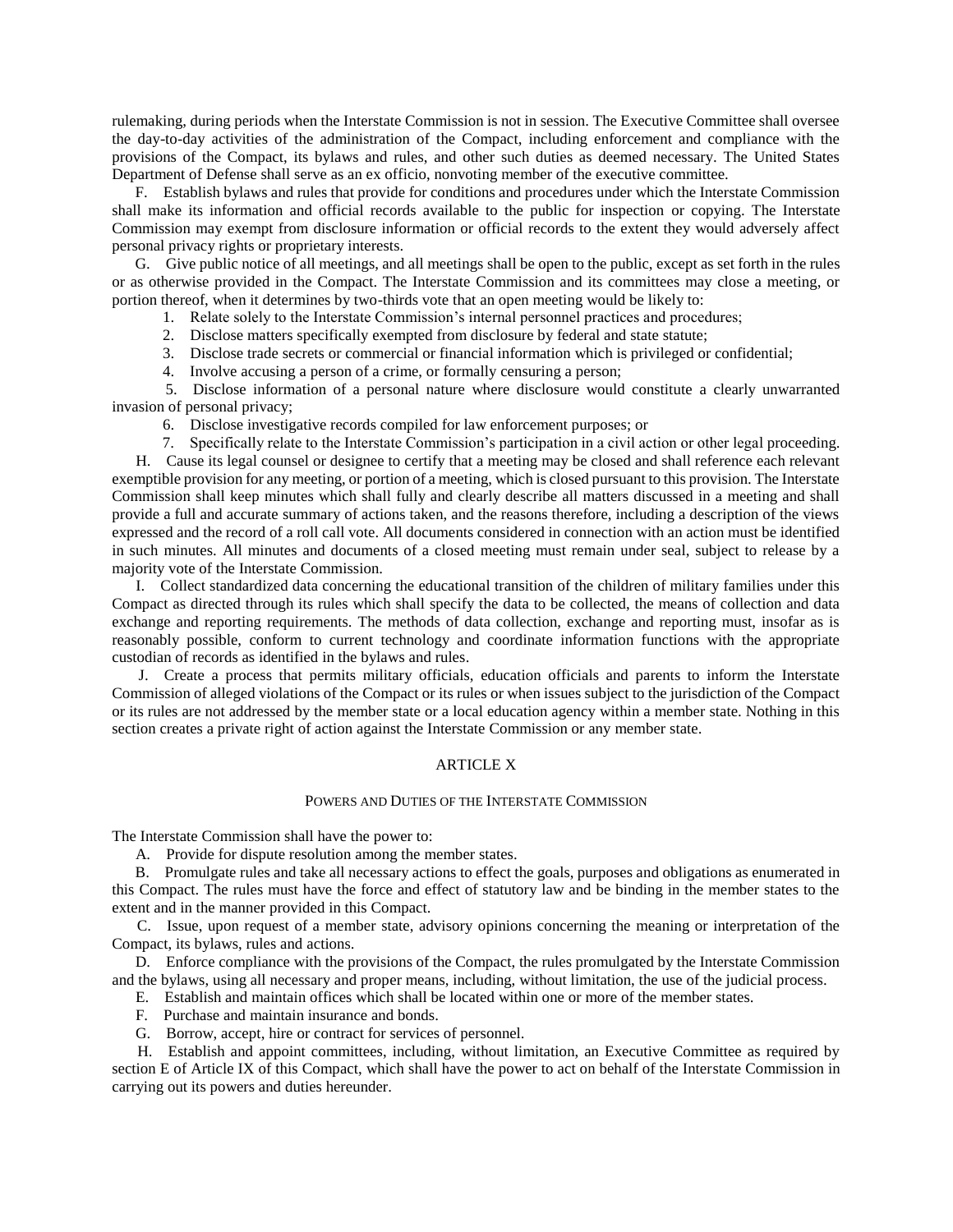rulemaking, during periods when the Interstate Commission is not in session. The Executive Committee shall oversee the day-to-day activities of the administration of the Compact, including enforcement and compliance with the provisions of the Compact, its bylaws and rules, and other such duties as deemed necessary. The United States Department of Defense shall serve as an ex officio, nonvoting member of the executive committee.

F. Establish bylaws and rules that provide for conditions and procedures under which the Interstate Commission shall make its information and official records available to the public for inspection or copying. The Interstate Commission may exempt from disclosure information or official records to the extent they would adversely affect personal privacy rights or proprietary interests.

G. Give public notice of all meetings, and all meetings shall be open to the public, except as set forth in the rules or as otherwise provided in the Compact. The Interstate Commission and its committees may close a meeting, or portion thereof, when it determines by two-thirds vote that an open meeting would be likely to:

1. Relate solely to the Interstate Commission's internal personnel practices and procedures;
2. Disclose matters specifically exempted from disclosure by federal and state statute;
3. Disclose trade secrets or commercial or financial information which is privileged or confidential;
4. Involve accusing a person of a crime, or formally censuring a person;
5. Disclose information of a personal nature where disclosure would constitute a clearly unwarranted invasion of personal privacy;
6. Disclose investigative records compiled for law enforcement purposes; or
7. Specifically relate to the Interstate Commission's participation in a civil action or other legal proceeding.

H. Cause its legal counsel or designee to certify that a meeting may be closed and shall reference each relevant exemptible provision for any meeting, or portion of a meeting, which is closed pursuant to this provision. The Interstate Commission shall keep minutes which shall fully and clearly describe all matters discussed in a meeting and shall provide a full and accurate summary of actions taken, and the reasons therefore, including a description of the views expressed and the record of a roll call vote. All documents considered in connection with an action must be identified in such minutes. All minutes and documents of a closed meeting must remain under seal, subject to release by a majority vote of the Interstate Commission.

I. Collect standardized data concerning the educational transition of the children of military families under this Compact as directed through its rules which shall specify the data to be collected, the means of collection and data exchange and reporting requirements. The methods of data collection, exchange and reporting must, insofar as is reasonably possible, conform to current technology and coordinate information functions with the appropriate custodian of records as identified in the bylaws and rules.

J. Create a process that permits military officials, education officials and parents to inform the Interstate Commission of alleged violations of the Compact or its rules or when issues subject to the jurisdiction of the Compact or its rules are not addressed by the member state or a local education agency within a member state. Nothing in this section creates a private right of action against the Interstate Commission or any member state.

## ARTICLE X

### POWERS AND DUTIES OF THE INTERSTATE COMMISSION

The Interstate Commission shall have the power to:

A. Provide for dispute resolution among the member states.

B. Promulgate rules and take all necessary actions to effect the goals, purposes and obligations as enumerated in this Compact. The rules must have the force and effect of statutory law and be binding in the member states to the extent and in the manner provided in this Compact.

C. Issue, upon request of a member state, advisory opinions concerning the meaning or interpretation of the Compact, its bylaws, rules and actions.

D. Enforce compliance with the provisions of the Compact, the rules promulgated by the Interstate Commission and the bylaws, using all necessary and proper means, including, without limitation, the use of the judicial process.

E. Establish and maintain offices which shall be located within one or more of the member states.

F. Purchase and maintain insurance and bonds.

G. Borrow, accept, hire or contract for services of personnel.

H. Establish and appoint committees, including, without limitation, an Executive Committee as required by section E of Article IX of this Compact, which shall have the power to act on behalf of the Interstate Commission in carrying out its powers and duties hereunder.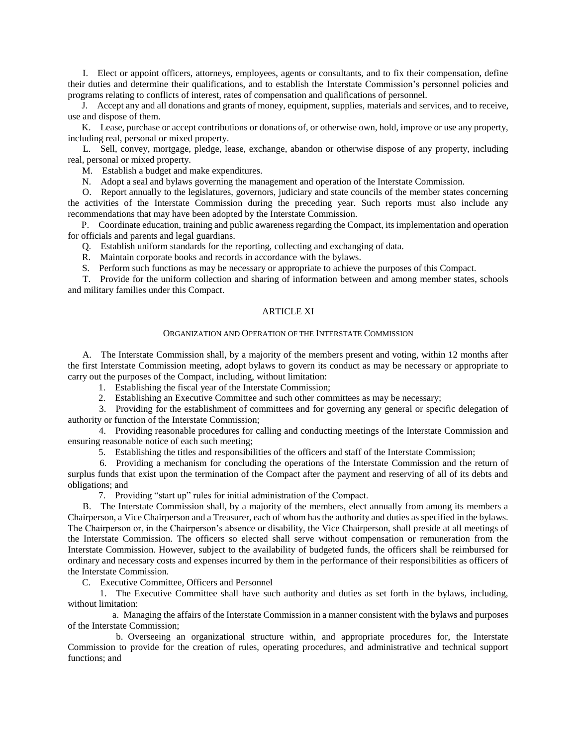I. Elect or appoint officers, attorneys, employees, agents or consultants, and to fix their compensation, define their duties and determine their qualifications, and to establish the Interstate Commission's personnel policies and programs relating to conflicts of interest, rates of compensation and qualifications of personnel.

J. Accept any and all donations and grants of money, equipment, supplies, materials and services, and to receive, use and dispose of them.

K. Lease, purchase or accept contributions or donations of, or otherwise own, hold, improve or use any property, including real, personal or mixed property.

L. Sell, convey, mortgage, pledge, lease, exchange, abandon or otherwise dispose of any property, including real, personal or mixed property.

M. Establish a budget and make expenditures.

N. Adopt a seal and bylaws governing the management and operation of the Interstate Commission.

O. Report annually to the legislatures, governors, judiciary and state councils of the member states concerning the activities of the Interstate Commission during the preceding year. Such reports must also include any recommendations that may have been adopted by the Interstate Commission.

P. Coordinate education, training and public awareness regarding the Compact, its implementation and operation for officials and parents and legal guardians.

Q. Establish uniform standards for the reporting, collecting and exchanging of data.

R. Maintain corporate books and records in accordance with the bylaws.

S. Perform such functions as may be necessary or appropriate to achieve the purposes of this Compact.

T. Provide for the uniform collection and sharing of information between and among member states, schools and military families under this Compact.

## ARTICLE XI

### ORGANIZATION AND OPERATION OF THE INTERSTATE COMMISSION

A. The Interstate Commission shall, by a majority of the members present and voting, within 12 months after the first Interstate Commission meeting, adopt bylaws to govern its conduct as may be necessary or appropriate to carry out the purposes of the Compact, including, without limitation:

1. Establishing the fiscal year of the Interstate Commission;
2. Establishing an Executive Committee and such other committees as may be necessary;
3. Providing for the establishment of committees and for governing any general or specific delegation of authority or function of the Interstate Commission;
4. Providing reasonable procedures for calling and conducting meetings of the Interstate Commission and ensuring reasonable notice of each such meeting;
5. Establishing the titles and responsibilities of the officers and staff of the Interstate Commission;
6. Providing a mechanism for concluding the operations of the Interstate Commission and the return of surplus funds that exist upon the termination of the Compact after the payment and reserving of all of its debts and obligations; and
7. Providing "start up" rules for initial administration of the Compact.

B. The Interstate Commission shall, by a majority of the members, elect annually from among its members a Chairperson, a Vice Chairperson and a Treasurer, each of whom has the authority and duties as specified in the bylaws. The Chairperson or, in the Chairperson's absence or disability, the Vice Chairperson, shall preside at all meetings of the Interstate Commission. The officers so elected shall serve without compensation or remuneration from the Interstate Commission. However, subject to the availability of budgeted funds, the officers shall be reimbursed for ordinary and necessary costs and expenses incurred by them in the performance of their responsibilities as officers of the Interstate Commission.

C. Executive Committee, Officers and Personnel

1. The Executive Committee shall have such authority and duties as set forth in the bylaws, including, without limitation:

   a. Managing the affairs of the Interstate Commission in a manner consistent with the bylaws and purposes of the Interstate Commission;

   b. Overseeing an organizational structure within, and appropriate procedures for, the Interstate Commission to provide for the creation of rules, operating procedures, and administrative and technical support functions; and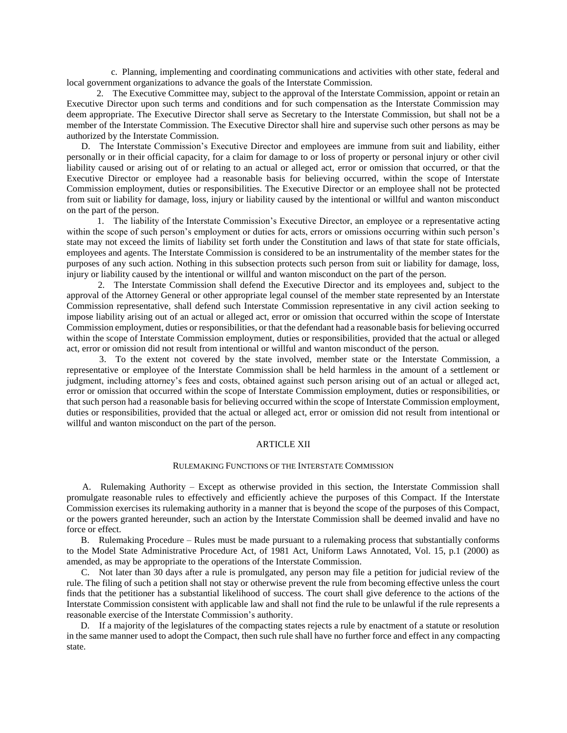c. Planning, implementing and coordinating communications and activities with other state, federal and local government organizations to advance the goals of the Interstate Commission.

2. The Executive Committee may, subject to the approval of the Interstate Commission, appoint or retain an Executive Director upon such terms and conditions and for such compensation as the Interstate Commission may deem appropriate. The Executive Director shall serve as Secretary to the Interstate Commission, but shall not be a member of the Interstate Commission. The Executive Director shall hire and supervise such other persons as may be authorized by the Interstate Commission.

D. The Interstate Commission's Executive Director and employees are immune from suit and liability, either personally or in their official capacity, for a claim for damage to or loss of property or personal injury or other civil liability caused or arising out of or relating to an actual or alleged act, error or omission that occurred, or that the Executive Director or employee had a reasonable basis for believing occurred, within the scope of Interstate Commission employment, duties or responsibilities. The Executive Director or an employee shall not be protected from suit or liability for damage, loss, injury or liability caused by the intentional or willful and wanton misconduct on the part of the person.

1. The liability of the Interstate Commission's Executive Director, an employee or a representative acting within the scope of such person's employment or duties for acts, errors or omissions occurring within such person's state may not exceed the limits of liability set forth under the Constitution and laws of that state for state officials, employees and agents. The Interstate Commission is considered to be an instrumentality of the member states for the purposes of any such action. Nothing in this subsection protects such person from suit or liability for damage, loss, injury or liability caused by the intentional or willful and wanton misconduct on the part of the person.

2. The Interstate Commission shall defend the Executive Director and its employees and, subject to the approval of the Attorney General or other appropriate legal counsel of the member state represented by an Interstate Commission representative, shall defend such Interstate Commission representative in any civil action seeking to impose liability arising out of an actual or alleged act, error or omission that occurred within the scope of Interstate Commission employment, duties or responsibilities, or that the defendant had a reasonable basis for believing occurred within the scope of Interstate Commission employment, duties or responsibilities, provided that the actual or alleged act, error or omission did not result from intentional or willful and wanton misconduct of the person.

3. To the extent not covered by the state involved, member state or the Interstate Commission, a representative or employee of the Interstate Commission shall be held harmless in the amount of a settlement or judgment, including attorney's fees and costs, obtained against such person arising out of an actual or alleged act, error or omission that occurred within the scope of Interstate Commission employment, duties or responsibilities, or that such person had a reasonable basis for believing occurred within the scope of Interstate Commission employment, duties or responsibilities, provided that the actual or alleged act, error or omission did not result from intentional or willful and wanton misconduct on the part of the person.

## ARTICLE XII

### RULEMAKING FUNCTIONS OF THE INTERSTATE COMMISSION

A. Rulemaking Authority – Except as otherwise provided in this section, the Interstate Commission shall promulgate reasonable rules to effectively and efficiently achieve the purposes of this Compact. If the Interstate Commission exercises its rulemaking authority in a manner that is beyond the scope of the purposes of this Compact, or the powers granted hereunder, such an action by the Interstate Commission shall be deemed invalid and have no force or effect.

B. Rulemaking Procedure – Rules must be made pursuant to a rulemaking process that substantially conforms to the Model State Administrative Procedure Act, of 1981 Act, Uniform Laws Annotated, Vol. 15, p.1 (2000) as amended, as may be appropriate to the operations of the Interstate Commission.

C. Not later than 30 days after a rule is promulgated, any person may file a petition for judicial review of the rule. The filing of such a petition shall not stay or otherwise prevent the rule from becoming effective unless the court finds that the petitioner has a substantial likelihood of success. The court shall give deference to the actions of the Interstate Commission consistent with applicable law and shall not find the rule to be unlawful if the rule represents a reasonable exercise of the Interstate Commission's authority.

D. If a majority of the legislatures of the compacting states rejects a rule by enactment of a statute or resolution in the same manner used to adopt the Compact, then such rule shall have no further force and effect in any compacting state.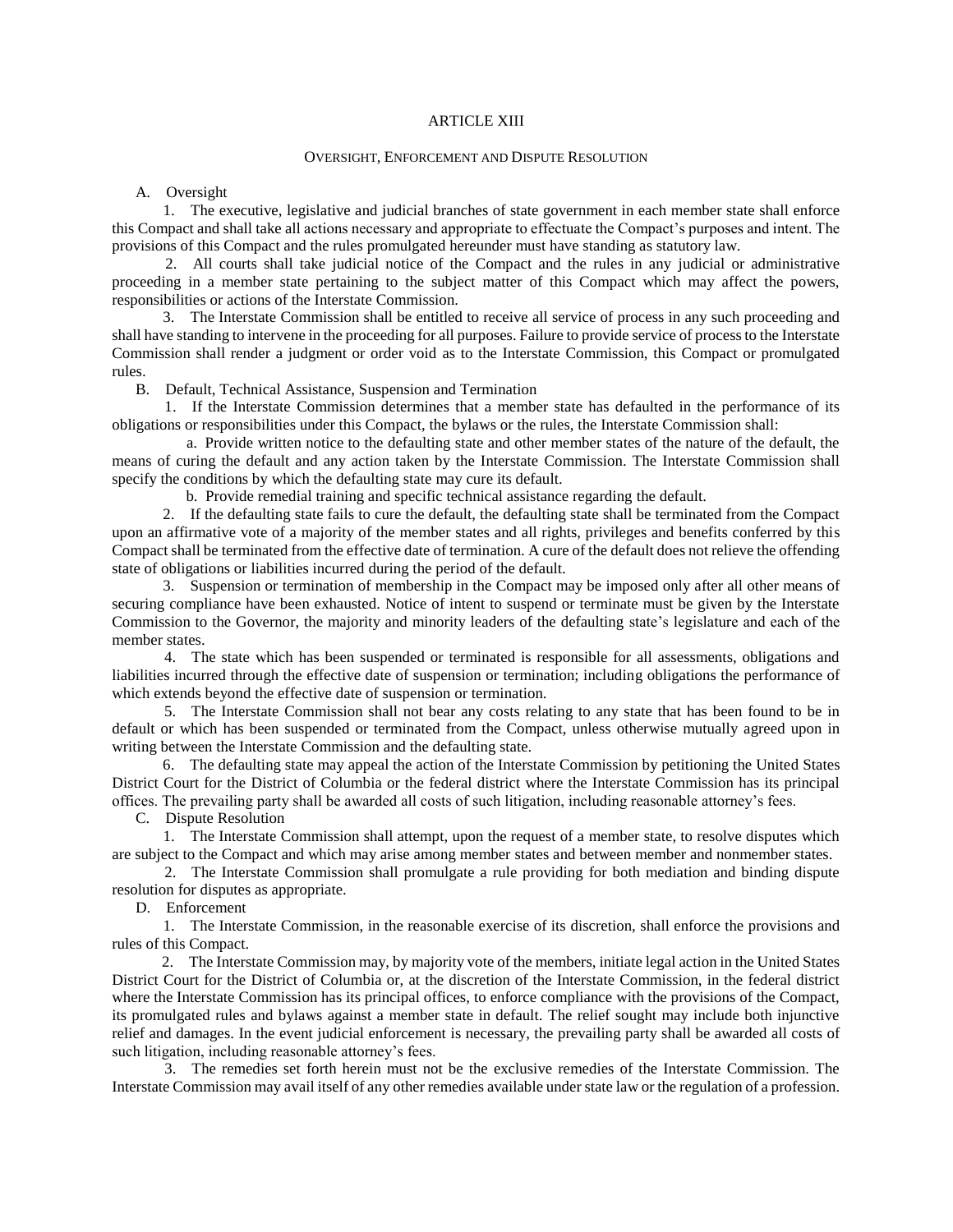## ARTICLE XIII

### OVERSIGHT, ENFORCEMENT AND DISPUTE RESOLUTION

A. Oversight

1. The executive, legislative and judicial branches of state government in each member state shall enforce this Compact and shall take all actions necessary and appropriate to effectuate the Compact's purposes and intent. The provisions of this Compact and the rules promulgated hereunder must have standing as statutory law.

2. All courts shall take judicial notice of the Compact and the rules in any judicial or administrative proceeding in a member state pertaining to the subject matter of this Compact which may affect the powers, responsibilities or actions of the Interstate Commission.

3. The Interstate Commission shall be entitled to receive all service of process in any such proceeding and shall have standing to intervene in the proceeding for all purposes. Failure to provide service of process to the Interstate Commission shall render a judgment or order void as to the Interstate Commission, this Compact or promulgated rules.

B. Default, Technical Assistance, Suspension and Termination

1. If the Interstate Commission determines that a member state has defaulted in the performance of its obligations or responsibilities under this Compact, the bylaws or the rules, the Interstate Commission shall:

a. Provide written notice to the defaulting state and other member states of the nature of the default, the means of curing the default and any action taken by the Interstate Commission. The Interstate Commission shall specify the conditions by which the defaulting state may cure its default.

b. Provide remedial training and specific technical assistance regarding the default.

2. If the defaulting state fails to cure the default, the defaulting state shall be terminated from the Compact upon an affirmative vote of a majority of the member states and all rights, privileges and benefits conferred by this Compact shall be terminated from the effective date of termination. A cure of the default does not relieve the offending state of obligations or liabilities incurred during the period of the default.

3. Suspension or termination of membership in the Compact may be imposed only after all other means of securing compliance have been exhausted. Notice of intent to suspend or terminate must be given by the Interstate Commission to the Governor, the majority and minority leaders of the defaulting state's legislature and each of the member states.

4. The state which has been suspended or terminated is responsible for all assessments, obligations and liabilities incurred through the effective date of suspension or termination; including obligations the performance of which extends beyond the effective date of suspension or termination.

5. The Interstate Commission shall not bear any costs relating to any state that has been found to be in default or which has been suspended or terminated from the Compact, unless otherwise mutually agreed upon in writing between the Interstate Commission and the defaulting state.

6. The defaulting state may appeal the action of the Interstate Commission by petitioning the United States District Court for the District of Columbia or the federal district where the Interstate Commission has its principal offices. The prevailing party shall be awarded all costs of such litigation, including reasonable attorney's fees.

C. Dispute Resolution

1. The Interstate Commission shall attempt, upon the request of a member state, to resolve disputes which are subject to the Compact and which may arise among member states and between member and nonmember states.

2. The Interstate Commission shall promulgate a rule providing for both mediation and binding dispute resolution for disputes as appropriate.

D. Enforcement

1. The Interstate Commission, in the reasonable exercise of its discretion, shall enforce the provisions and rules of this Compact.

2. The Interstate Commission may, by majority vote of the members, initiate legal action in the United States District Court for the District of Columbia or, at the discretion of the Interstate Commission, in the federal district where the Interstate Commission has its principal offices, to enforce compliance with the provisions of the Compact, its promulgated rules and bylaws against a member state in default. The relief sought may include both injunctive relief and damages. In the event judicial enforcement is necessary, the prevailing party shall be awarded all costs of such litigation, including reasonable attorney's fees.

3. The remedies set forth herein must not be the exclusive remedies of the Interstate Commission. The Interstate Commission may avail itself of any other remedies available under state law or the regulation of a profession.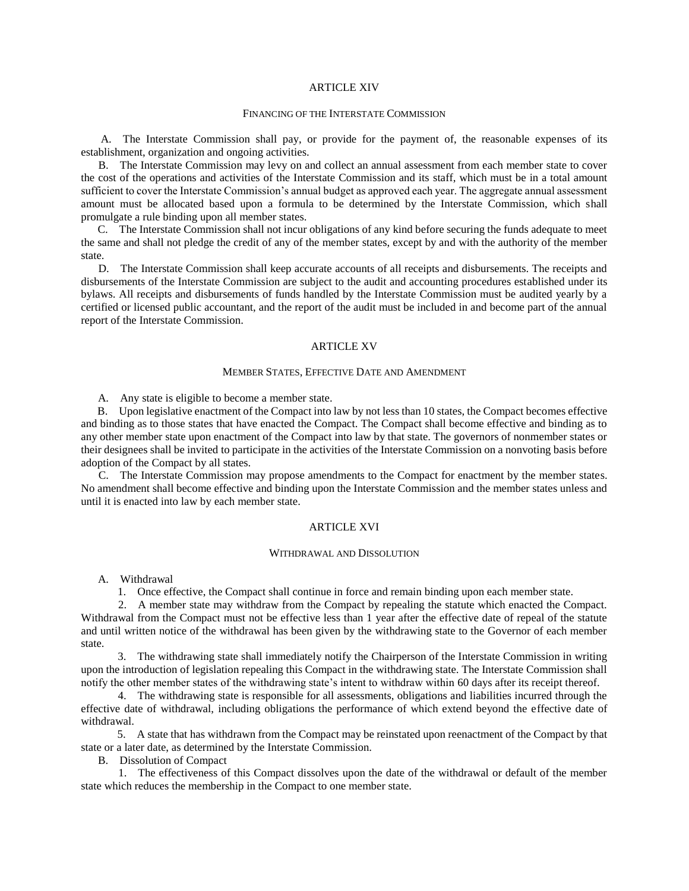## ARTICLE XIV

### FINANCING OF THE INTERSTATE COMMISSION

A. The Interstate Commission shall pay, or provide for the payment of, the reasonable expenses of its establishment, organization and ongoing activities.

B. The Interstate Commission may levy on and collect an annual assessment from each member state to cover the cost of the operations and activities of the Interstate Commission and its staff, which must be in a total amount sufficient to cover the Interstate Commission's annual budget as approved each year. The aggregate annual assessment amount must be allocated based upon a formula to be determined by the Interstate Commission, which shall promulgate a rule binding upon all member states.

C. The Interstate Commission shall not incur obligations of any kind before securing the funds adequate to meet the same and shall not pledge the credit of any of the member states, except by and with the authority of the member state.

D. The Interstate Commission shall keep accurate accounts of all receipts and disbursements. The receipts and disbursements of the Interstate Commission are subject to the audit and accounting procedures established under its bylaws. All receipts and disbursements of funds handled by the Interstate Commission must be audited yearly by a certified or licensed public accountant, and the report of the audit must be included in and become part of the annual report of the Interstate Commission.

## ARTICLE XV

### MEMBER STATES, EFFECTIVE DATE AND AMENDMENT

A. Any state is eligible to become a member state.

B. Upon legislative enactment of the Compact into law by not less than 10 states, the Compact becomes effective and binding as to those states that have enacted the Compact. The Compact shall become effective and binding as to any other member state upon enactment of the Compact into law by that state. The governors of nonmember states or their designees shall be invited to participate in the activities of the Interstate Commission on a nonvoting basis before adoption of the Compact by all states.

C. The Interstate Commission may propose amendments to the Compact for enactment by the member states. No amendment shall become effective and binding upon the Interstate Commission and the member states unless and until it is enacted into law by each member state.

## ARTICLE XVI

### WITHDRAWAL AND DISSOLUTION

A. Withdrawal

1. Once effective, the Compact shall continue in force and remain binding upon each member state.

2. A member state may withdraw from the Compact by repealing the statute which enacted the Compact. Withdrawal from the Compact must not be effective less than 1 year after the effective date of repeal of the statute and until written notice of the withdrawal has been given by the withdrawing state to the Governor of each member state.

3. The withdrawing state shall immediately notify the Chairperson of the Interstate Commission in writing upon the introduction of legislation repealing this Compact in the withdrawing state. The Interstate Commission shall notify the other member states of the withdrawing state's intent to withdraw within 60 days after its receipt thereof.

4. The withdrawing state is responsible for all assessments, obligations and liabilities incurred through the effective date of withdrawal, including obligations the performance of which extend beyond the effective date of withdrawal.

5. A state that has withdrawn from the Compact may be reinstated upon reenactment of the Compact by that state or a later date, as determined by the Interstate Commission.

B. Dissolution of Compact

1. The effectiveness of this Compact dissolves upon the date of the withdrawal or default of the member state which reduces the membership in the Compact to one member state.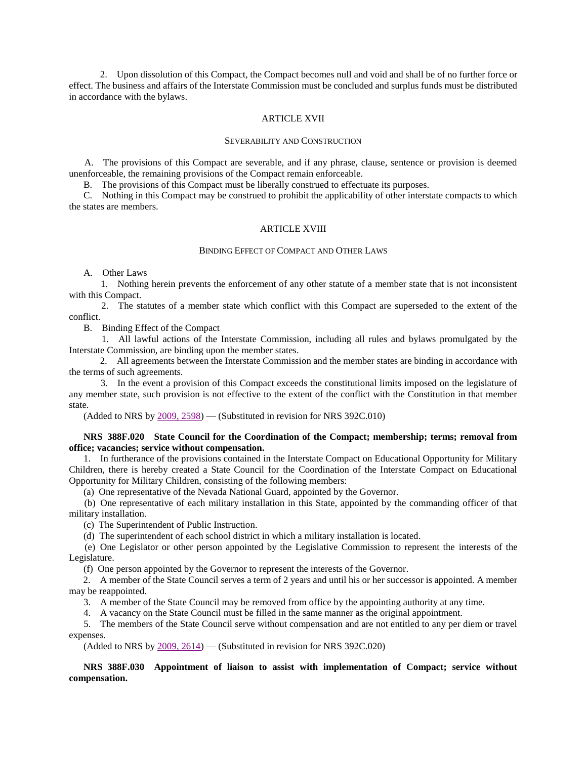2. Upon dissolution of this Compact, the Compact becomes null and void and shall be of no further force or effect. The business and affairs of the Interstate Commission must be concluded and surplus funds must be distributed in accordance with the bylaws.

### ARTICLE XVII

#### SEVERABILITY AND CONSTRUCTION

A. The provisions of this Compact are severable, and if any phrase, clause, sentence or provision is deemed unenforceable, the remaining provisions of the Compact remain enforceable.

B. The provisions of this Compact must be liberally construed to effectuate its purposes.

C. Nothing in this Compact may be construed to prohibit the applicability of other interstate compacts to which the states are members.

### ARTICLE XVIII

#### BINDING EFFECT OF COMPACT AND OTHER LAWS

A. Other Laws

1. Nothing herein prevents the enforcement of any other statute of a member state that is not inconsistent with this Compact.

2. The statutes of a member state which conflict with this Compact are superseded to the extent of the conflict.

B. Binding Effect of the Compact

1. All lawful actions of the Interstate Commission, including all rules and bylaws promulgated by the Interstate Commission, are binding upon the member states.

2. All agreements between the Interstate Commission and the member states are binding in accordance with the terms of such agreements.

3. In the event a provision of this Compact exceeds the constitutional limits imposed on the legislature of any member state, such provision is not effective to the extent of the conflict with the Constitution in that member state.

(Added to NRS by 2009, 2598) — (Substituted in revision for NRS 392C.010)

**NRS 388F.020 State Council for the Coordination of the Compact; membership; terms; removal from office; vacancies; service without compensation.**

1. In furtherance of the provisions contained in the Interstate Compact on Educational Opportunity for Military Children, there is hereby created a State Council for the Coordination of the Interstate Compact on Educational Opportunity for Military Children, consisting of the following members:

(a) One representative of the Nevada National Guard, appointed by the Governor.

(b) One representative of each military installation in this State, appointed by the commanding officer of that military installation.

(c) The Superintendent of Public Instruction.

(d) The superintendent of each school district in which a military installation is located.

(e) One Legislator or other person appointed by the Legislative Commission to represent the interests of the Legislature.

(f) One person appointed by the Governor to represent the interests of the Governor.

2. A member of the State Council serves a term of 2 years and until his or her successor is appointed. A member may be reappointed.

3. A member of the State Council may be removed from office by the appointing authority at any time.

4. A vacancy on the State Council must be filled in the same manner as the original appointment.

5. The members of the State Council serve without compensation and are not entitled to any per diem or travel expenses.

(Added to NRS by 2009, 2614) — (Substituted in revision for NRS 392C.020)

**NRS 388F.030 Appointment of liaison to assist with implementation of Compact; service without compensation.**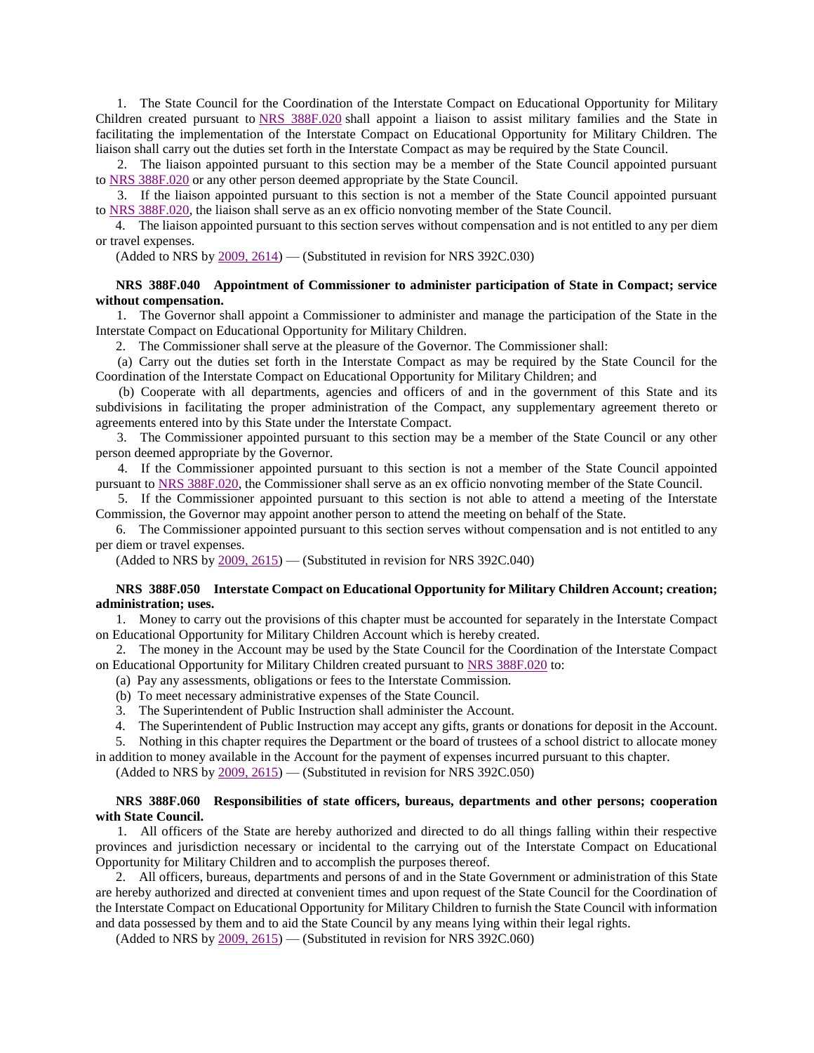1. The State Council for the Coordination of the Interstate Compact on Educational Opportunity for Military Children created pursuant to NRS 388F.020 shall appoint a liaison to assist military families and the State in facilitating the implementation of the Interstate Compact on Educational Opportunity for Military Children. The liaison shall carry out the duties set forth in the Interstate Compact as may be required by the State Council.

2. The liaison appointed pursuant to this section may be a member of the State Council appointed pursuant to NRS 388F.020 or any other person deemed appropriate by the State Council.

3. If the liaison appointed pursuant to this section is not a member of the State Council appointed pursuant to NRS 388F.020, the liaison shall serve as an ex officio nonvoting member of the State Council.

4. The liaison appointed pursuant to this section serves without compensation and is not entitled to any per diem or travel expenses.

(Added to NRS by 2009, 2614) — (Substituted in revision for NRS 392C.030)

**NRS 388F.040 Appointment of Commissioner to administer participation of State in Compact; service without compensation.**

1. The Governor shall appoint a Commissioner to administer and manage the participation of the State in the Interstate Compact on Educational Opportunity for Military Children.

2. The Commissioner shall serve at the pleasure of the Governor. The Commissioner shall:

(a) Carry out the duties set forth in the Interstate Compact as may be required by the State Council for the Coordination of the Interstate Compact on Educational Opportunity for Military Children; and

(b) Cooperate with all departments, agencies and officers of and in the government of this State and its subdivisions in facilitating the proper administration of the Compact, any supplementary agreement thereto or agreements entered into by this State under the Interstate Compact.

3. The Commissioner appointed pursuant to this section may be a member of the State Council or any other person deemed appropriate by the Governor.

4. If the Commissioner appointed pursuant to this section is not a member of the State Council appointed pursuant to NRS 388F.020, the Commissioner shall serve as an ex officio nonvoting member of the State Council.

5. If the Commissioner appointed pursuant to this section is not able to attend a meeting of the Interstate Commission, the Governor may appoint another person to attend the meeting on behalf of the State.

6. The Commissioner appointed pursuant to this section serves without compensation and is not entitled to any per diem or travel expenses.

(Added to NRS by 2009, 2615) — (Substituted in revision for NRS 392C.040)

**NRS 388F.050 Interstate Compact on Educational Opportunity for Military Children Account; creation; administration; uses.**

1. Money to carry out the provisions of this chapter must be accounted for separately in the Interstate Compact on Educational Opportunity for Military Children Account which is hereby created.

2. The money in the Account may be used by the State Council for the Coordination of the Interstate Compact on Educational Opportunity for Military Children created pursuant to NRS 388F.020 to:

(a) Pay any assessments, obligations or fees to the Interstate Commission.

(b) To meet necessary administrative expenses of the State Council.

3. The Superintendent of Public Instruction shall administer the Account.

4. The Superintendent of Public Instruction may accept any gifts, grants or donations for deposit in the Account.

5. Nothing in this chapter requires the Department or the board of trustees of a school district to allocate money in addition to money available in the Account for the payment of expenses incurred pursuant to this chapter.

(Added to NRS by 2009, 2615) — (Substituted in revision for NRS 392C.050)

**NRS 388F.060 Responsibilities of state officers, bureaus, departments and other persons; cooperation with State Council.**

1. All officers of the State are hereby authorized and directed to do all things falling within their respective provinces and jurisdiction necessary or incidental to the carrying out of the Interstate Compact on Educational Opportunity for Military Children and to accomplish the purposes thereof.

2. All officers, bureaus, departments and persons of and in the State Government or administration of this State are hereby authorized and directed at convenient times and upon request of the State Council for the Coordination of the Interstate Compact on Educational Opportunity for Military Children to furnish the State Council with information and data possessed by them and to aid the State Council by any means lying within their legal rights.

(Added to NRS by 2009, 2615) — (Substituted in revision for NRS 392C.060)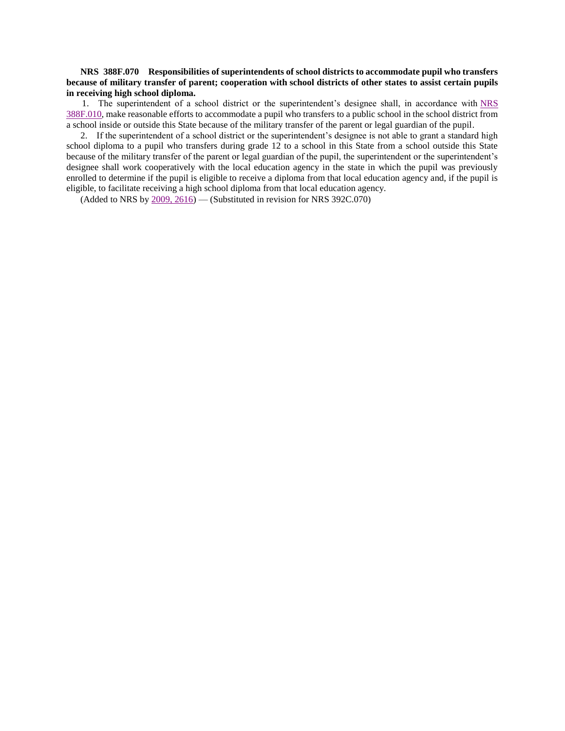**NRS 388F.070 Responsibilities of superintendents of school districts to accommodate pupil who transfers because of military transfer of parent; cooperation with school districts of other states to assist certain pupils in receiving high school diploma.**

1. The superintendent of a school district or the superintendent's designee shall, in accordance with NRS 388F.010, make reasonable efforts to accommodate a pupil who transfers to a public school in the school district from a school inside or outside this State because of the military transfer of the parent or legal guardian of the pupil.

2. If the superintendent of a school district or the superintendent's designee is not able to grant a standard high school diploma to a pupil who transfers during grade 12 to a school in this State from a school outside this State because of the military transfer of the parent or legal guardian of the pupil, the superintendent or the superintendent's designee shall work cooperatively with the local education agency in the state in which the pupil was previously enrolled to determine if the pupil is eligible to receive a diploma from that local education agency and, if the pupil is eligible, to facilitate receiving a high school diploma from that local education agency.

(Added to NRS by 2009, 2616) — (Substituted in revision for NRS 392C.070)